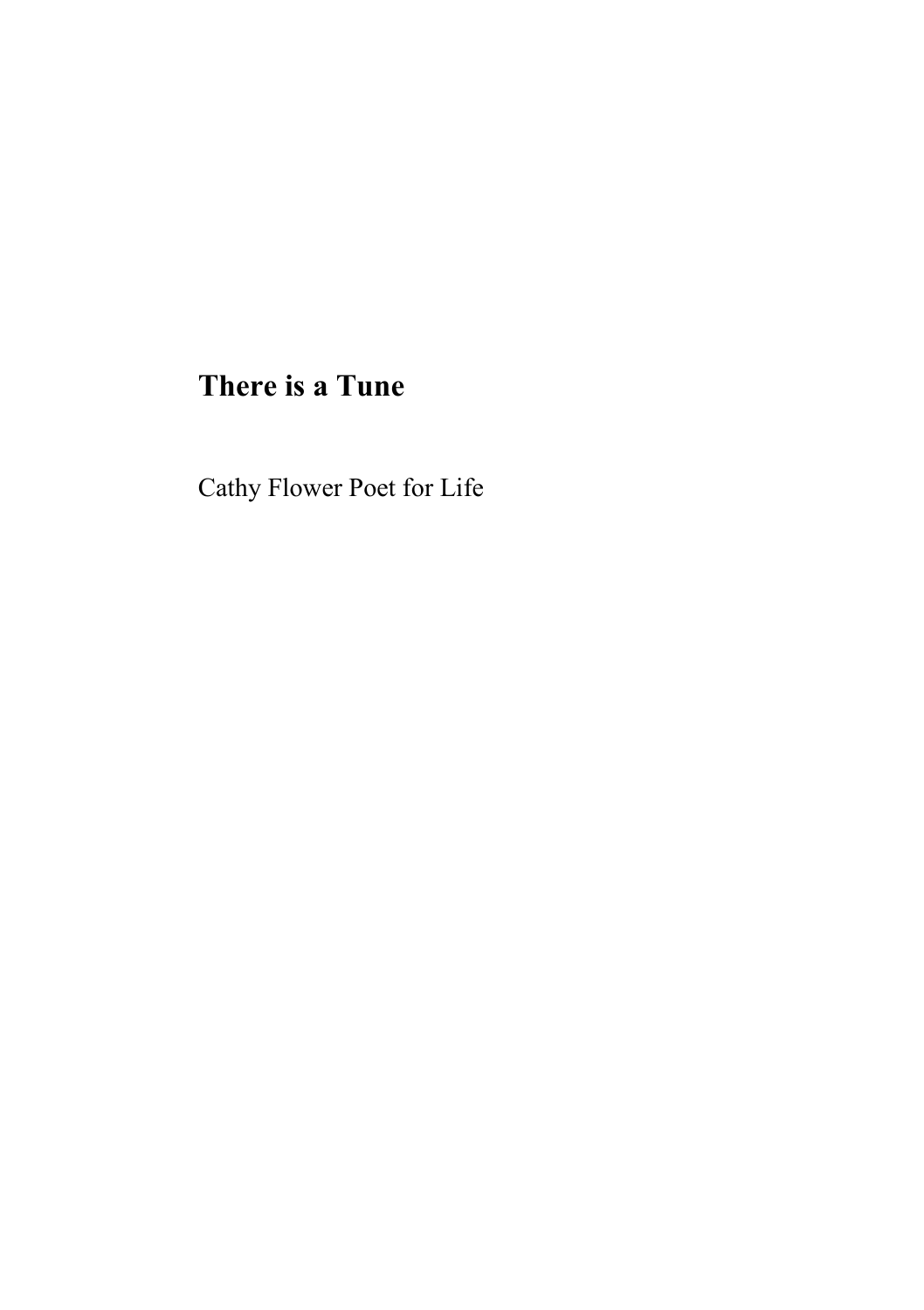# There is a Tune

Cathy Flower Poet for Life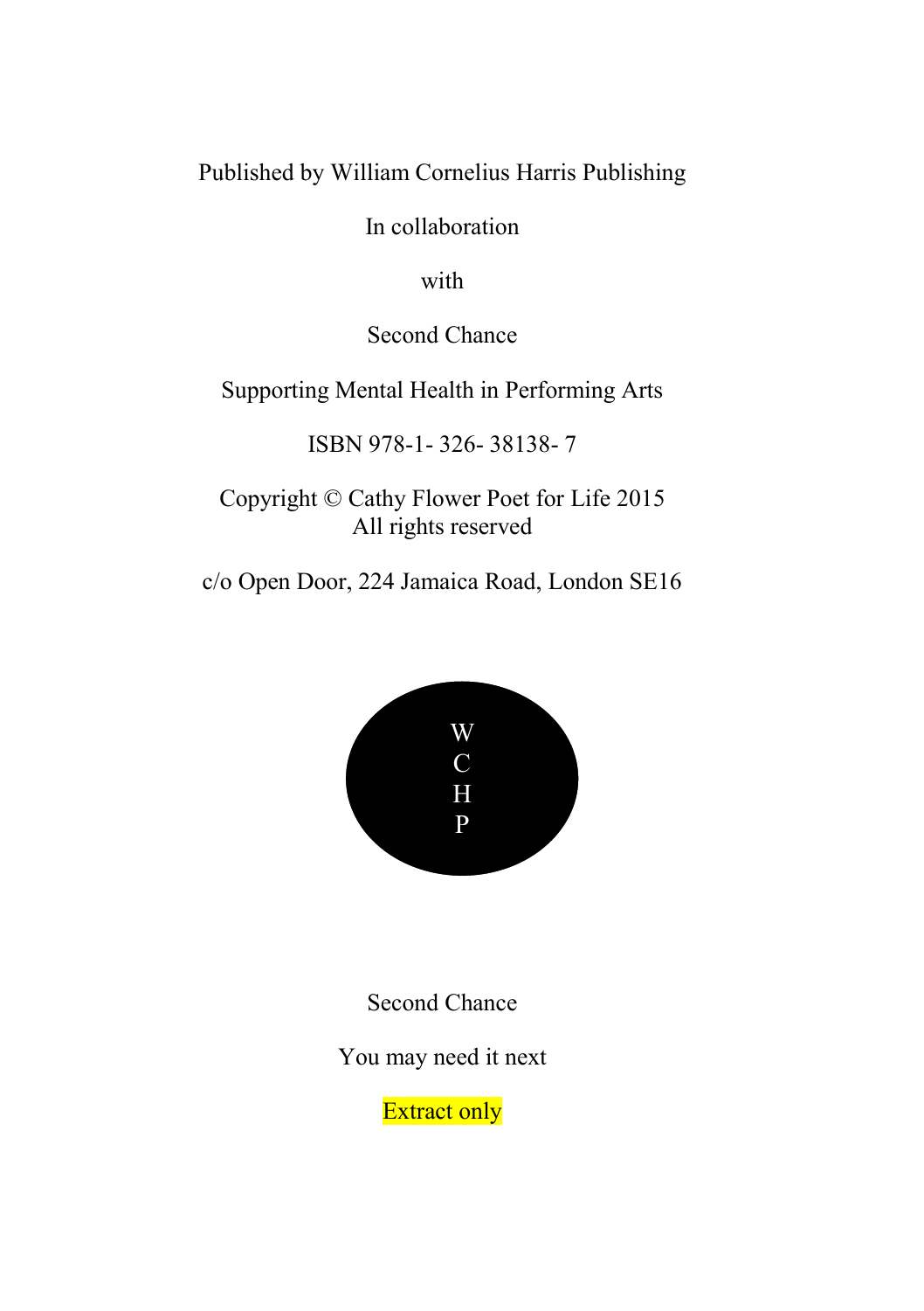Published by William Cornelius Harris Publishing

In collaboration

with

Second Chance

Supporting Mental Health in Performing Arts

ISBN 978-1- 326- 38138- 7

Copyright © Cathy Flower Poet for Life 2015
All rights reserved

c/o Open Door, 224 Jamaica Road, London SE16

W
C
H
P

Second Chance

You may need it next

Extract only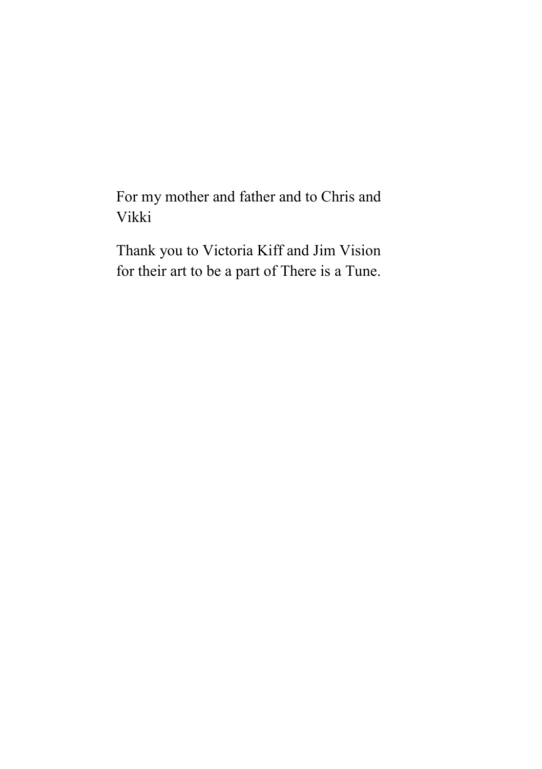For my mother and father and to Chris and Vikki

Thank you to Victoria Kiff and Jim Vision for their art to be a part of There is a Tune.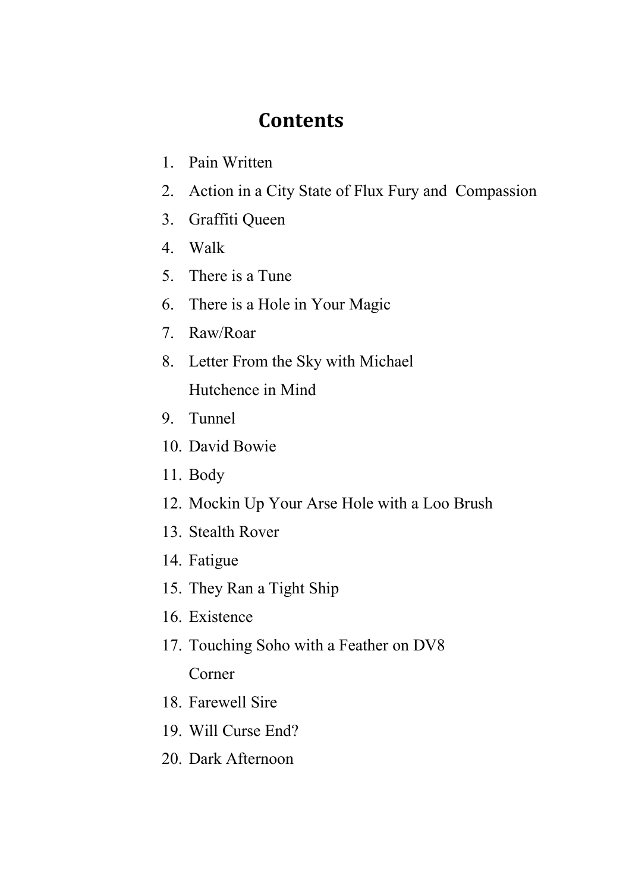# Contents

1. Pain Written
2. Action in a City State of Flux Fury and Compassion
3. Graffiti Queen
4. Walk
5. There is a Tune
6. There is a Hole in Your Magic
7. Raw/Roar
8. Letter From the Sky with Michael Hutchence in Mind
9. Tunnel
10. David Bowie
11. Body
12. Mockin Up Your Arse Hole with a Loo Brush
13. Stealth Rover
14. Fatigue
15. They Ran a Tight Ship
16. Existence
17. Touching Soho with a Feather on DV8 Corner
18. Farewell Sire
19. Will Curse End?
20. Dark Afternoon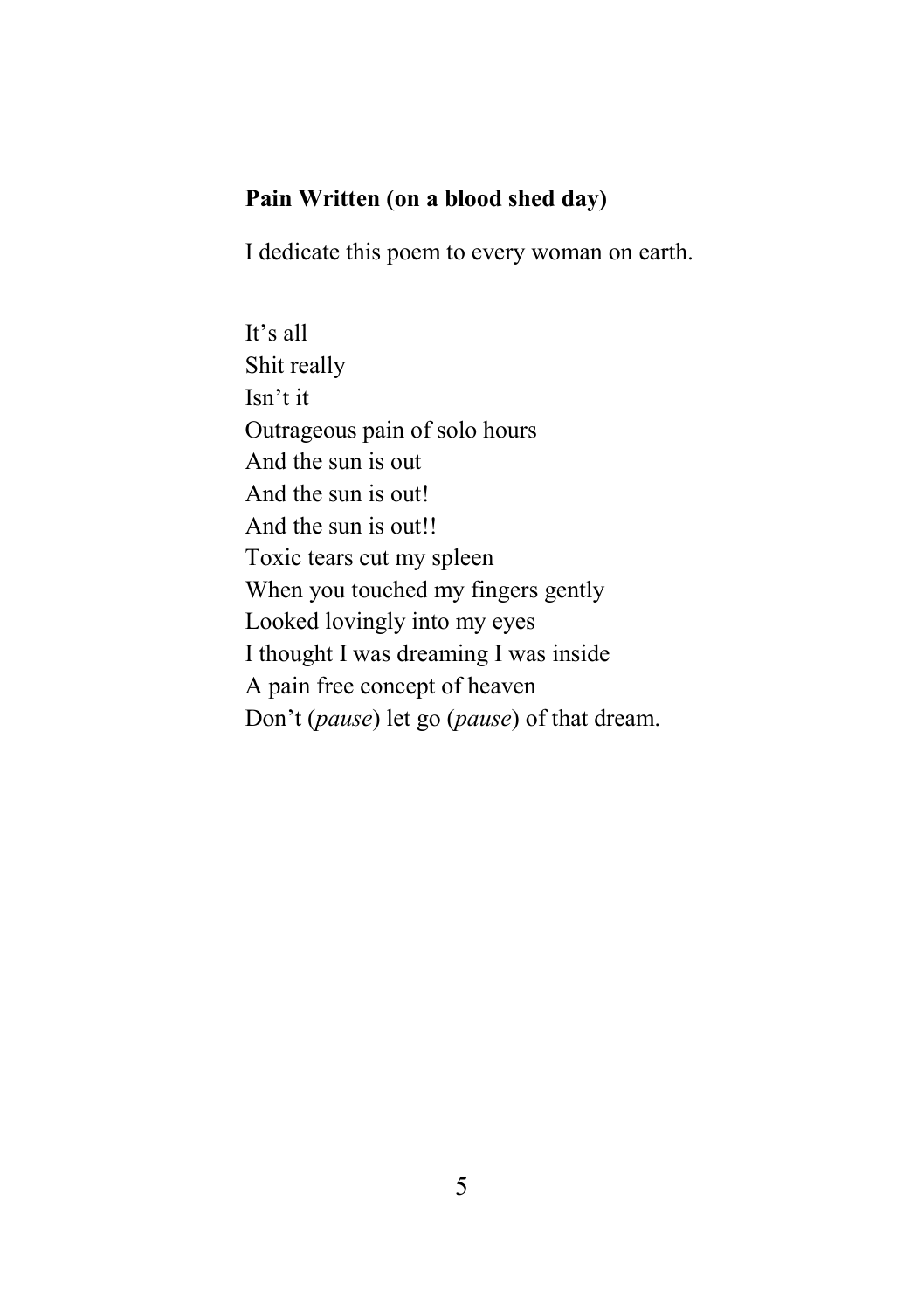**Pain Written (on a blood shed day)**

I dedicate this poem to every woman on earth.

It's all  
Shit really  
Isn't it  
Outrageous pain of solo hours  
And the sun is out  
And the sun is out!  
And the sun is out!!  
Toxic tears cut my spleen  
When you touched my fingers gently  
Looked lovingly into my eyes  
I thought I was dreaming I was inside  
A pain free concept of heaven  
Don't (*pause*) let go (*pause*) of that dream.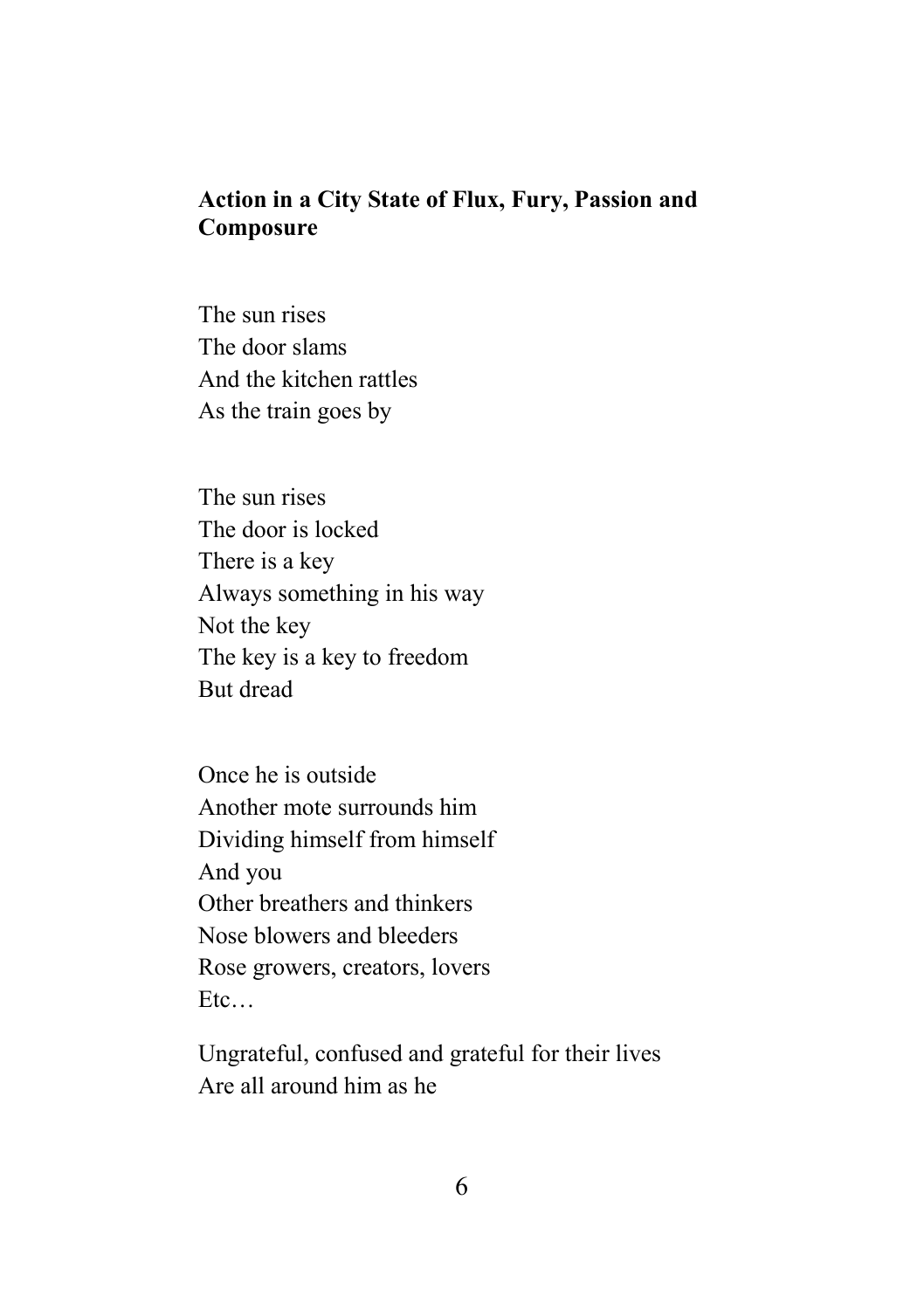**Action in a City State of Flux, Fury, Passion and Composure**

The sun rises  
The door slams  
And the kitchen rattles  
As the train goes by

The sun rises  
The door is locked  
There is a key  
Always something in his way  
Not the key  
The key is a key to freedom  
But dread

Once he is outside  
Another mote surrounds him  
Dividing himself from himself  
And you  
Other breathers and thinkers  
Nose blowers and bleeders  
Rose growers, creators, lovers  
Etc…

Ungrateful, confused and grateful for their lives  
Are all around him as he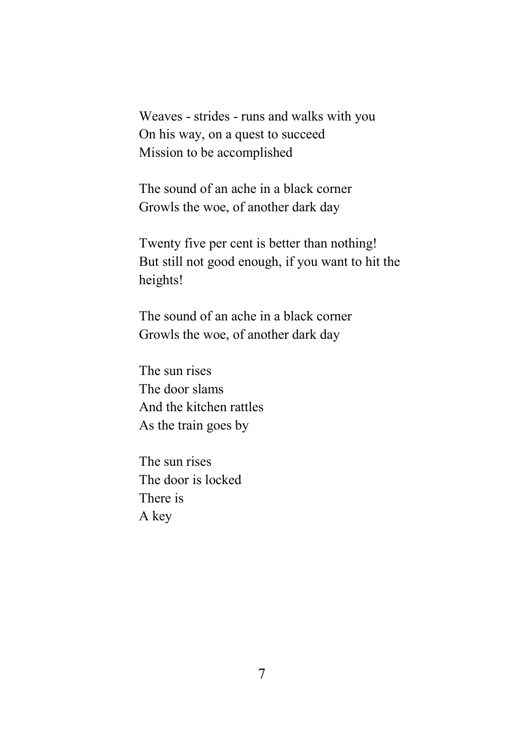Weaves - strides - runs and walks with you  
On his way, on a quest to succeed  
Mission to be accomplished

The sound of an ache in a black corner  
Growls the woe, of another dark day

Twenty five per cent is better than nothing!  
But still not good enough, if you want to hit the heights!

The sound of an ache in a black corner  
Growls the woe, of another dark day

The sun rises  
The door slams  
And the kitchen rattles  
As the train goes by

The sun rises  
The door is locked  
There is  
A key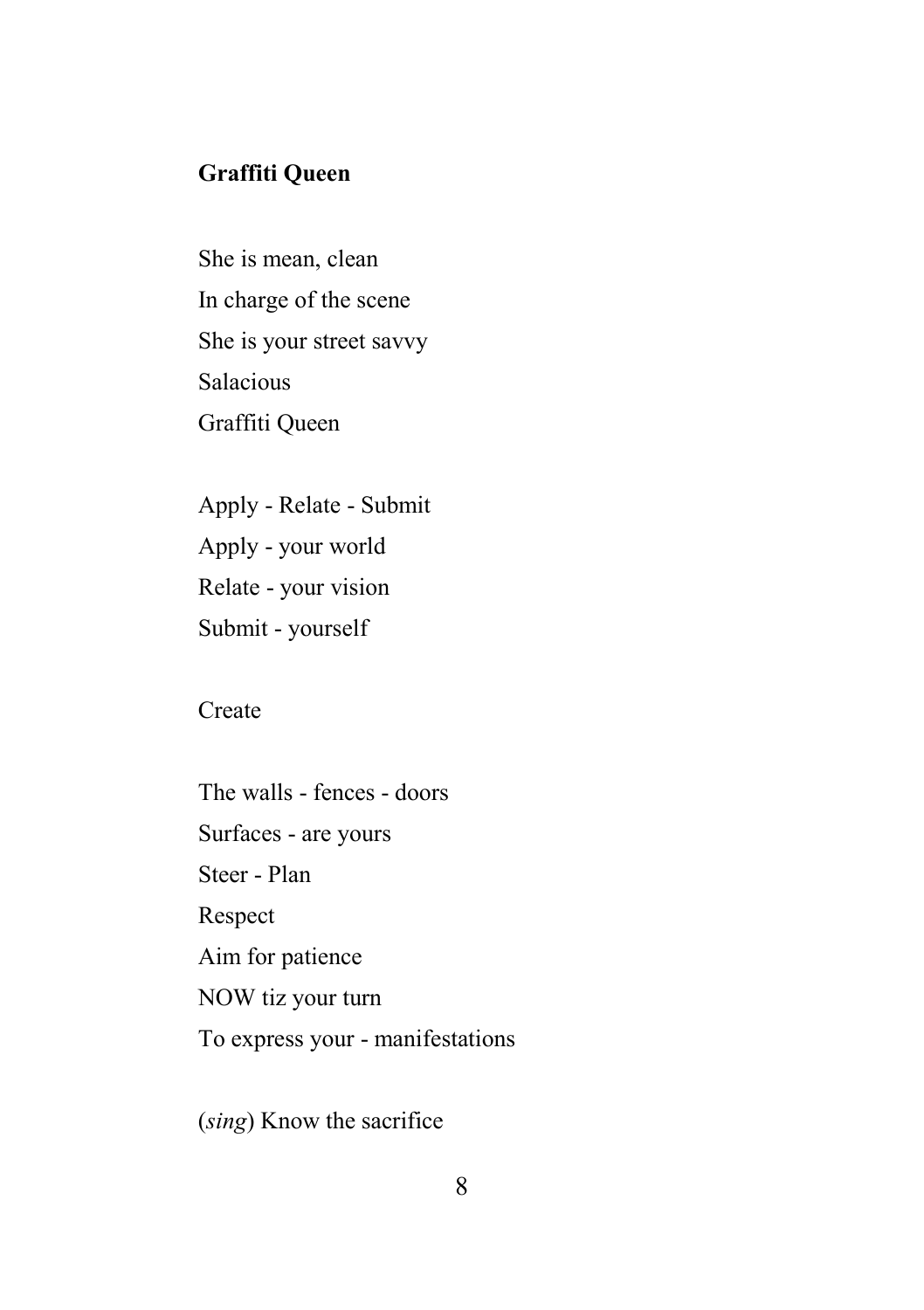**Graffiti Queen**

She is mean, clean
In charge of the scene
She is your street savvy
Salacious
Graffiti Queen

Apply - Relate - Submit
Apply - your world
Relate - your vision
Submit - yourself

Create

The walls - fences - doors
Surfaces - are yours
Steer - Plan
Respect
Aim for patience
NOW tiz your turn
To express your - manifestations

(*sing*) Know the sacrifice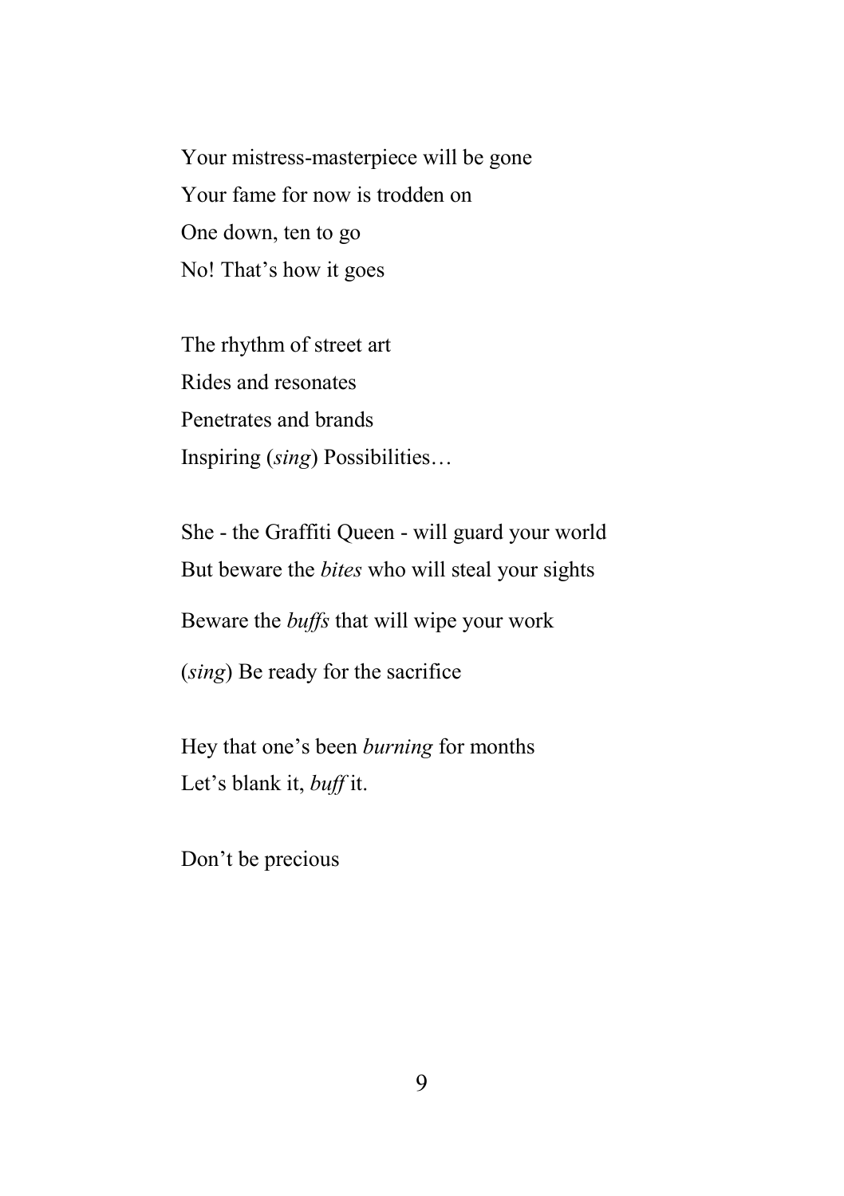Your mistress-masterpiece will be gone  
Your fame for now is trodden on  
One down, ten to go  
No! That's how it goes

The rhythm of street art  
Rides and resonates  
Penetrates and brands  
Inspiring (*sing*) Possibilities…

She - the Graffiti Queen - will guard your world  
But beware the *bites* who will steal your sights

Beware the *buffs* that will wipe your work

(*sing*) Be ready for the sacrifice

Hey that one's been *burning* for months  
Let's blank it, *buff* it.

Don't be precious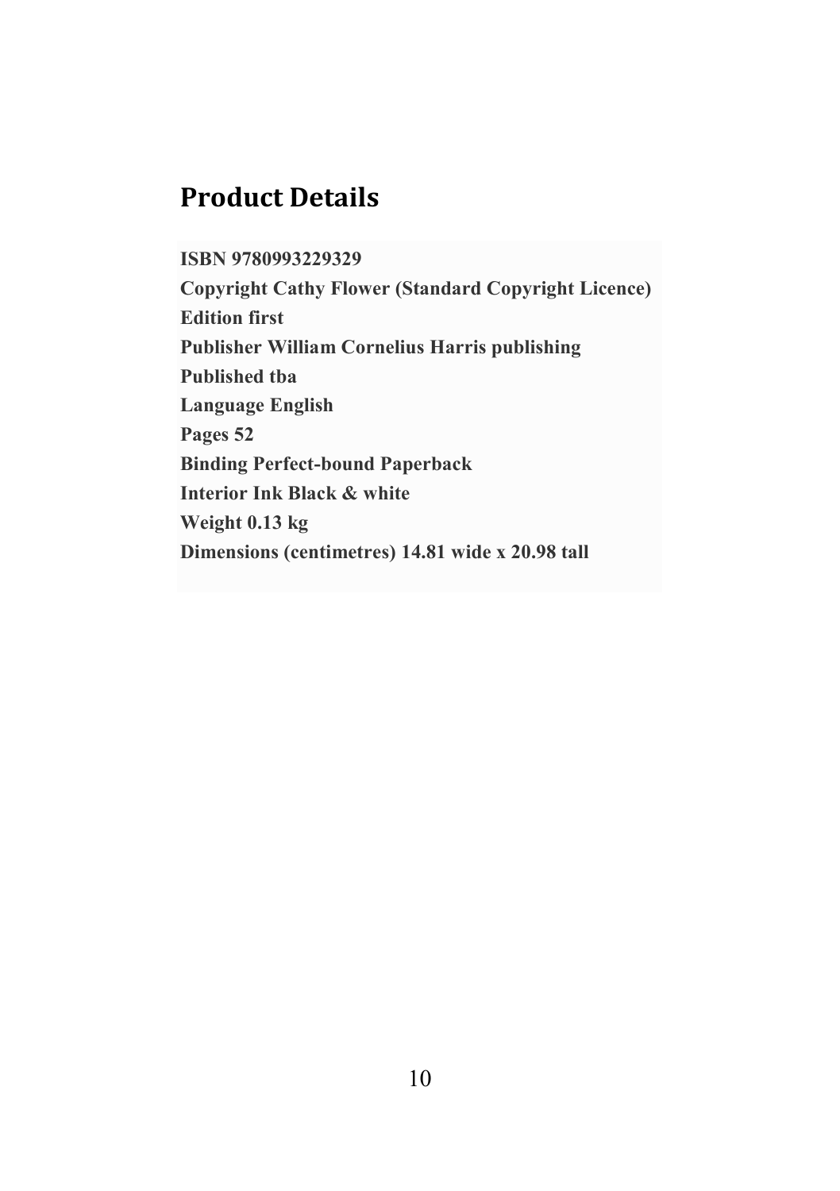## Product Details

**ISBN 9780993229329**
**Copyright Cathy Flower (Standard Copyright Licence)**
**Edition first**
**Publisher William Cornelius Harris publishing**
**Published tba**
**Language English**
**Pages 52**
**Binding Perfect-bound Paperback**
**Interior Ink Black & white**
**Weight 0.13 kg**
**Dimensions (centimetres) 14.81 wide x 20.98 tall**